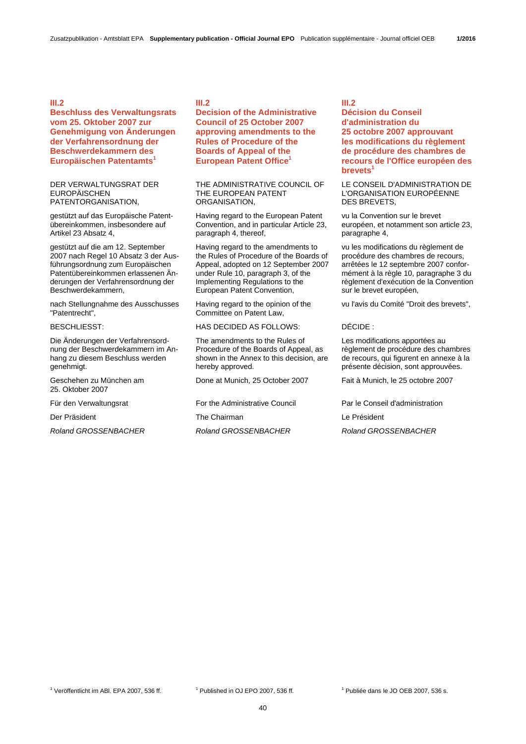## III.2

## Beschluss des Verwaltungsrats vom 25. Oktober 2007 zur Genehmigung von Änderungen der Verfahrensordnung der Beschwerdekammern des Europäischen Patentamts[1]

DER VERWALTUNGSRAT DER EUROPÄISCHEN PATENTORGANISATION,

gestützt auf das Europäische Patentübereinkommen, insbesondere auf Artikel 23 Absatz 4,

gestützt auf die am 12. September 2007 nach Regel 10 Absatz 3 der Ausführungsordnung zum Europäischen Patentübereinkommen erlassenen Änderungen der Verfahrensordnung der Beschwerdekammern,

nach Stellungnahme des Ausschusses "Patentrecht",

BESCHLIESST:

Die Änderungen der Verfahrensordnung der Beschwerdekammern im Anhang zu diesem Beschluss werden genehmigt.

Geschehen zu München am 25. Oktober 2007

Für den Verwaltungsrat

Der Präsident

*Roland GROSSENBACHER*

[1] Veröffentlicht im ABl. EPA 2007, 536 ff.

## III.2

## Decision of the Administrative Council of 25 October 2007 approving amendments to the Rules of Procedure of the Boards of Appeal of the European Patent Office[1]

THE ADMINISTRATIVE COUNCIL OF THE EUROPEAN PATENT ORGANISATION,

Having regard to the European Patent Convention, and in particular Article 23, paragraph 4, thereof,

Having regard to the amendments to the Rules of Procedure of the Boards of Appeal, adopted on 12 September 2007 under Rule 10, paragraph 3, of the Implementing Regulations to the European Patent Convention,

Having regard to the opinion of the Committee on Patent Law,

HAS DECIDED AS FOLLOWS:

The amendments to the Rules of Procedure of the Boards of Appeal, as shown in the Annex to this decision, are hereby approved.

Done at Munich, 25 October 2007

For the Administrative Council

The Chairman

*Roland GROSSENBACHER*

[1] Published in OJ EPO 2007, 536 ff.

## III.2

## Décision du Conseil d'administration du 25 octobre 2007 approuvant les modifications du règlement de procédure des chambres de recours de l'Office européen des brevets[1]

LE CONSEIL D'ADMINISTRATION DE L'ORGANISATION EUROPÉENNE DES BREVETS,

vu la Convention sur le brevet européen, et notamment son article 23, paragraphe 4,

vu les modifications du règlement de procédure des chambres de recours, arrêtées le 12 septembre 2007 conformément à la règle 10, paragraphe 3 du règlement d'exécution de la Convention sur le brevet européen,

vu l'avis du Comité "Droit des brevets",

DÉCIDE :

Les modifications apportées au règlement de procédure des chambres de recours, qui figurent en annexe à la présente décision, sont approuvées.

Fait à Munich, le 25 octobre 2007

Par le Conseil d'administration

Le Président

*Roland GROSSENBACHER*

[1] Publiée dans le JO OEB 2007, 536 s.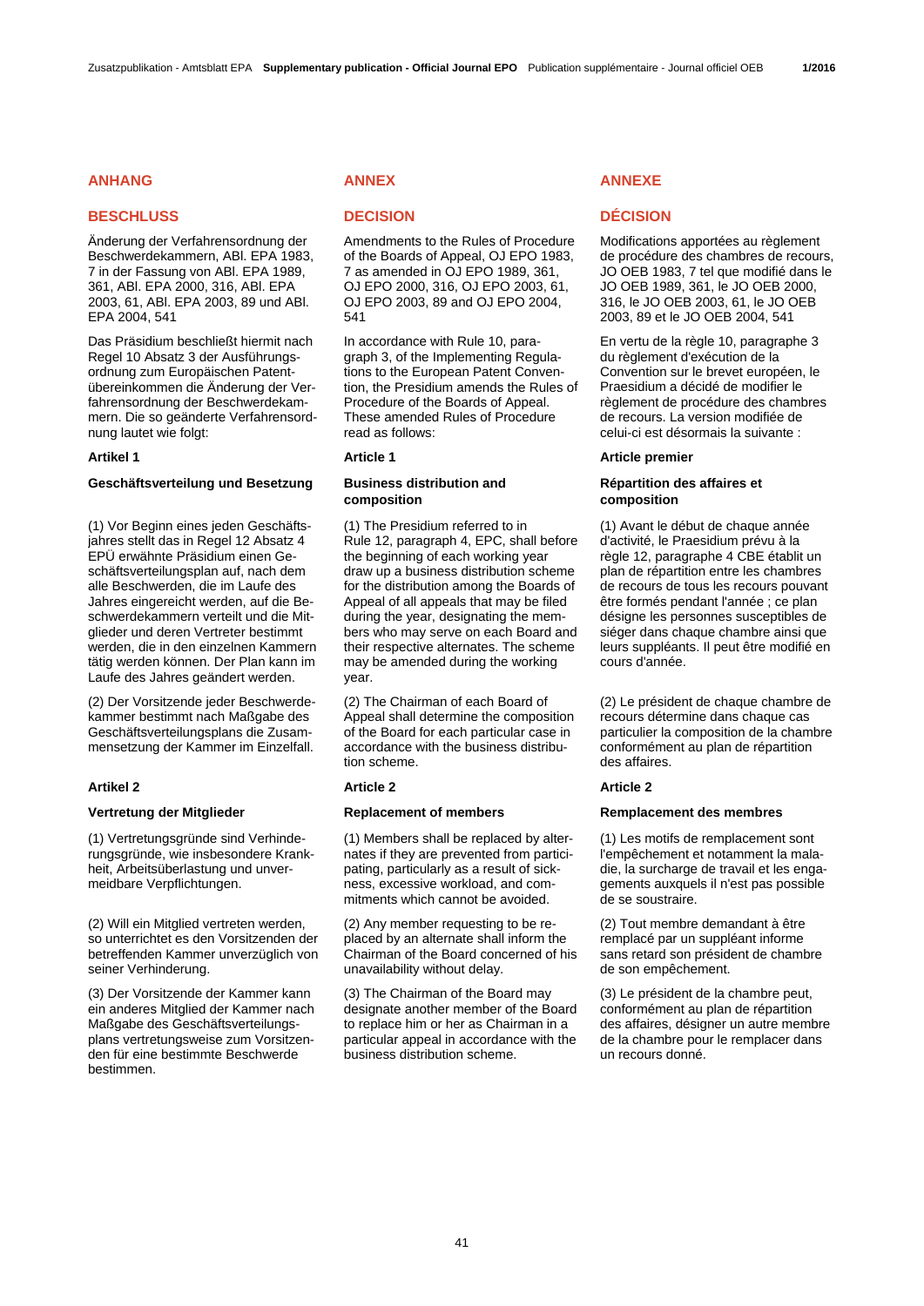## ANHANG

## BESCHLUSS

Änderung der Verfahrensordnung der Beschwerdekammern, ABl. EPA 1983, 7 in der Fassung von ABl. EPA 1989, 361, ABl. EPA 2000, 316, ABl. EPA 2003, 61, ABl. EPA 2003, 89 und ABl. EPA 2004, 541

Das Präsidium beschließt hiermit nach Regel 10 Absatz 3 der Ausführungsordnung zum Europäischen Patentübereinkommen die Änderung der Verfahrensordnung der Beschwerdekammern. Die so geänderte Verfahrensordnung lautet wie folgt:

**Artikel 1**

**Geschäftsverteilung und Besetzung**

(1) Vor Beginn eines jeden Geschäftsjahres stellt das in Regel 12 Absatz 4 EPÜ erwähnte Präsidium einen Geschäftsverteilungsplan auf, nach dem alle Beschwerden, die im Laufe des Jahres eingereicht werden, auf die Beschwerdekammern verteilt und die Mitglieder und deren Vertreter bestimmt werden, die in den einzelnen Kammern tätig werden können. Der Plan kann im Laufe des Jahres geändert werden.

(2) Der Vorsitzende jeder Beschwerdekammer bestimmt nach Maßgabe des Geschäftsverteilungsplans die Zusammensetzung der Kammer im Einzelfall.

**Artikel 2**

**Vertretung der Mitglieder**

(1) Vertretungsgründe sind Verhinderungsgründe, wie insbesondere Krankheit, Arbeitsüberlastung und unvermeidbare Verpflichtungen.

(2) Will ein Mitglied vertreten werden, so unterrichtet es den Vorsitzenden der betreffenden Kammer unverzüglich von seiner Verhinderung.

(3) Der Vorsitzende der Kammer kann ein anderes Mitglied der Kammer nach Maßgabe des Geschäftsverteilungsplans vertretungsweise zum Vorsitzenden für eine bestimmte Beschwerde bestimmen.

## ANNEX

## DECISION

Amendments to the Rules of Procedure of the Boards of Appeal, OJ EPO 1983, 7 as amended in OJ EPO 1989, 361, OJ EPO 2000, 316, OJ EPO 2003, 61, OJ EPO 2003, 89 and OJ EPO 2004, 541

In accordance with Rule 10, paragraph 3, of the Implementing Regulations to the European Patent Convention, the Presidium amends the Rules of Procedure of the Boards of Appeal. These amended Rules of Procedure read as follows:

**Article 1**

**Business distribution and composition**

(1) The Presidium referred to in Rule 12, paragraph 4, EPC, shall before the beginning of each working year draw up a business distribution scheme for the distribution among the Boards of Appeal of all appeals that may be filed during the year, designating the members who may serve on each Board and their respective alternates. The scheme may be amended during the working year.

(2) The Chairman of each Board of Appeal shall determine the composition of the Board for each particular case in accordance with the business distribution scheme.

**Article 2**

**Replacement of members**

(1) Members shall be replaced by alternates if they are prevented from participating, particularly as a result of sickness, excessive workload, and commitments which cannot be avoided.

(2) Any member requesting to be replaced by an alternate shall inform the Chairman of the Board concerned of his unavailability without delay.

(3) The Chairman of the Board may designate another member of the Board to replace him or her as Chairman in a particular appeal in accordance with the business distribution scheme.

## ANNEXE

## DÉCISION

Modifications apportées au règlement de procédure des chambres de recours, JO OEB 1983, 7 tel que modifié dans le JO OEB 1989, 361, le JO OEB 2000, 316, le JO OEB 2003, 61, le JO OEB 2003, 89 et le JO OEB 2004, 541

En vertu de la règle 10, paragraphe 3 du règlement d'exécution de la Convention sur le brevet européen, le Praesidium a décidé de modifier le règlement de procédure des chambres de recours. La version modifiée de celui-ci est désormais la suivante :

**Article premier**

**Répartition des affaires et composition**

(1) Avant le début de chaque année d'activité, le Praesidium prévu à la règle 12, paragraphe 4 CBE établit un plan de répartition entre les chambres de recours de tous les recours pouvant être formés pendant l'année ; ce plan désigne les personnes susceptibles de siéger dans chaque chambre ainsi que leurs suppléants. Il peut être modifié en cours d'année.

(2) Le président de chaque chambre de recours détermine dans chaque cas particulier la composition de la chambre conformément au plan de répartition des affaires.

**Article 2**

**Remplacement des membres**

(1) Les motifs de remplacement sont l'empêchement et notamment la maladie, la surcharge de travail et les engagements auxquels il n'est pas possible de se soustraire.

(2) Tout membre demandant à être remplacé par un suppléant informe sans retard son président de chambre de son empêchement.

(3) Le président de la chambre peut, conformément au plan de répartition des affaires, désigner un autre membre de la chambre pour le remplacer dans un recours donné.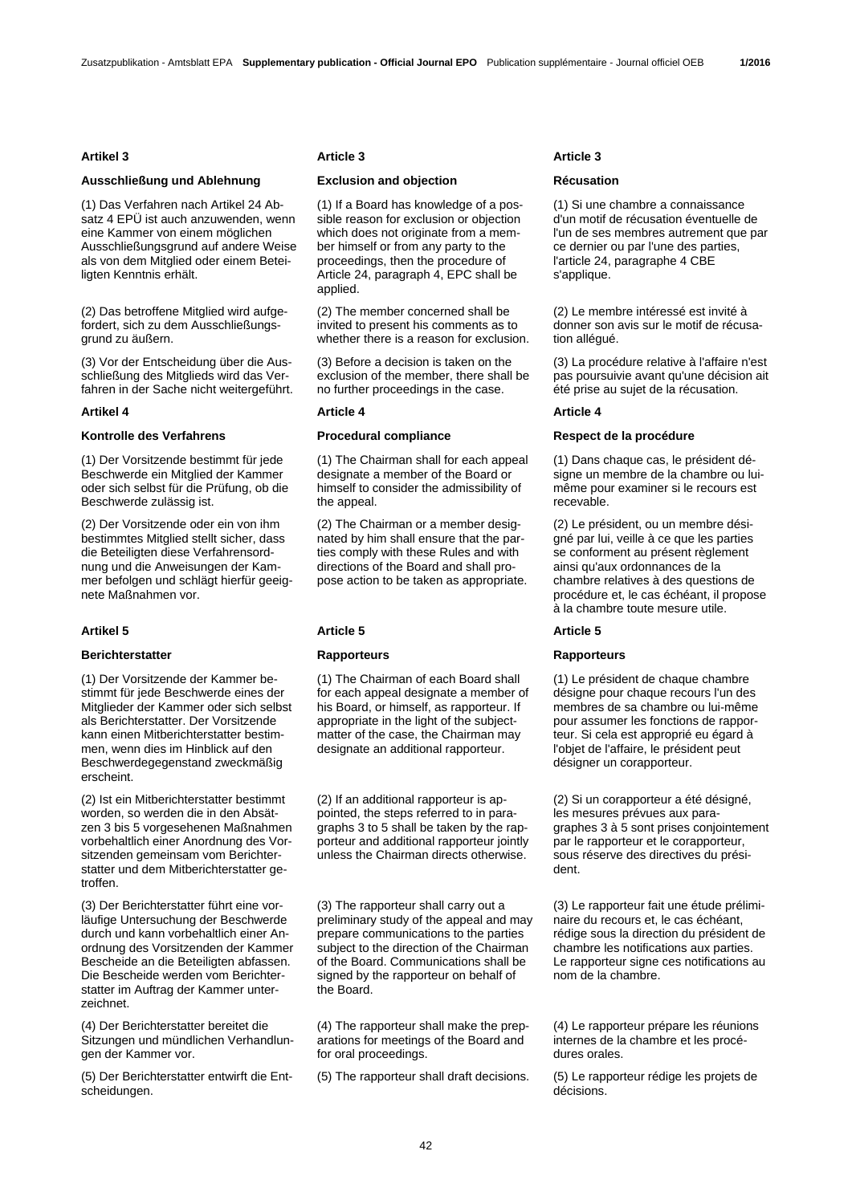## Artikel 3

### Ausschließung und Ablehnung

(1) Das Verfahren nach Artikel 24 Absatz 4 EPÜ ist auch anzuwenden, wenn eine Kammer von einem möglichen Ausschließungsgrund auf andere Weise als von dem Mitglied oder einem Beteiligten Kenntnis erhält.

(2) Das betroffene Mitglied wird aufgefordert, sich zu dem Ausschließungsgrund zu äußern.

(3) Vor der Entscheidung über die Ausschließung des Mitglieds wird das Verfahren in der Sache nicht weitergeführt.

## Artikel 4

### Kontrolle des Verfahrens

(1) Der Vorsitzende bestimmt für jede Beschwerde ein Mitglied der Kammer oder sich selbst für die Prüfung, ob die Beschwerde zulässig ist.

(2) Der Vorsitzende oder ein von ihm bestimmtes Mitglied stellt sicher, dass die Beteiligten diese Verfahrensordnung und die Anweisungen der Kammer befolgen und schlägt hierfür geeignete Maßnahmen vor.

## Artikel 5

### Berichterstatter

(1) Der Vorsitzende der Kammer bestimmt für jede Beschwerde eines der Mitglieder der Kammer oder sich selbst als Berichterstatter. Der Vorsitzende kann einen Mitberichterstatter bestimmen, wenn dies im Hinblick auf den Beschwerdegegenstand zweckmäßig erscheint.

(2) Ist ein Mitberichterstatter bestimmt worden, so werden die in den Absätzen 3 bis 5 vorgesehenen Maßnahmen vorbehaltlich einer Anordnung des Vorsitzenden gemeinsam vom Berichterstatter und dem Mitberichterstatter getroffen.

(3) Der Berichterstatter führt eine vorläufige Untersuchung der Beschwerde durch und kann vorbehaltlich einer Anordnung des Vorsitzenden der Kammer Bescheide an die Beteiligten abfassen. Die Bescheide werden vom Berichterstatter im Auftrag der Kammer unterzeichnet.

(4) Der Berichterstatter bereitet die Sitzungen und mündlichen Verhandlungen der Kammer vor.

(5) Der Berichterstatter entwirft die Entscheidungen.

## Article 3

### Exclusion and objection

(1) If a Board has knowledge of a possible reason for exclusion or objection which does not originate from a member himself or from any party to the proceedings, then the procedure of Article 24, paragraph 4, EPC shall be applied.

(2) The member concerned shall be invited to present his comments as to whether there is a reason for exclusion.

(3) Before a decision is taken on the exclusion of the member, there shall be no further proceedings in the case.

## Article 4

### Procedural compliance

(1) The Chairman shall for each appeal designate a member of the Board or himself to consider the admissibility of the appeal.

(2) The Chairman or a member designated by him shall ensure that the parties comply with these Rules and with directions of the Board and shall propose action to be taken as appropriate.

## Article 5

### Rapporteurs

(1) The Chairman of each Board shall for each appeal designate a member of his Board, or himself, as rapporteur. If appropriate in the light of the subject-matter of the case, the Chairman may designate an additional rapporteur.

(2) If an additional rapporteur is appointed, the steps referred to in paragraphs 3 to 5 shall be taken by the rapporteur and additional rapporteur jointly unless the Chairman directs otherwise.

(3) The rapporteur shall carry out a preliminary study of the appeal and may prepare communications to the parties subject to the direction of the Chairman of the Board. Communications shall be signed by the rapporteur on behalf of the Board.

(4) The rapporteur shall make the preparations for meetings of the Board and for oral proceedings.

(5) The rapporteur shall draft decisions.

## Article 3

### Récusation

(1) Si une chambre a connaissance d'un motif de récusation éventuelle de l'un de ses membres autrement que par ce dernier ou par l'une des parties, l'article 24, paragraphe 4 CBE s'applique.

(2) Le membre intéressé est invité à donner son avis sur le motif de récusation allégué.

(3) La procédure relative à l'affaire n'est pas poursuivie avant qu'une décision ait été prise au sujet de la récusation.

## Article 4

### Respect de la procédure

(1) Dans chaque cas, le président désigne un membre de la chambre ou lui-même pour examiner si le recours est recevable.

(2) Le président, ou un membre désigné par lui, veille à ce que les parties se conforment au présent règlement ainsi qu'aux ordonnances de la chambre relatives à des questions de procédure et, le cas échéant, il propose à la chambre toute mesure utile.

## Article 5

### Rapporteurs

(1) Le président de chaque chambre désigne pour chaque recours l'un des membres de sa chambre ou lui-même pour assumer les fonctions de rapporteur. Si cela est approprié eu égard à l'objet de l'affaire, le président peut désigner un corapporteur.

(2) Si un corapporteur a été désigné, les mesures prévues aux paragraphes 3 à 5 sont prises conjointement par le rapporteur et le corapporteur, sous réserve des directives du président.

(3) Le rapporteur fait une étude préliminaire du recours et, le cas échéant, rédige sous la direction du président de chambre les notifications aux parties. Le rapporteur signe ces notifications au nom de la chambre.

(4) Le rapporteur prépare les réunions internes de la chambre et les procédures orales.

(5) Le rapporteur rédige les projets de décisions.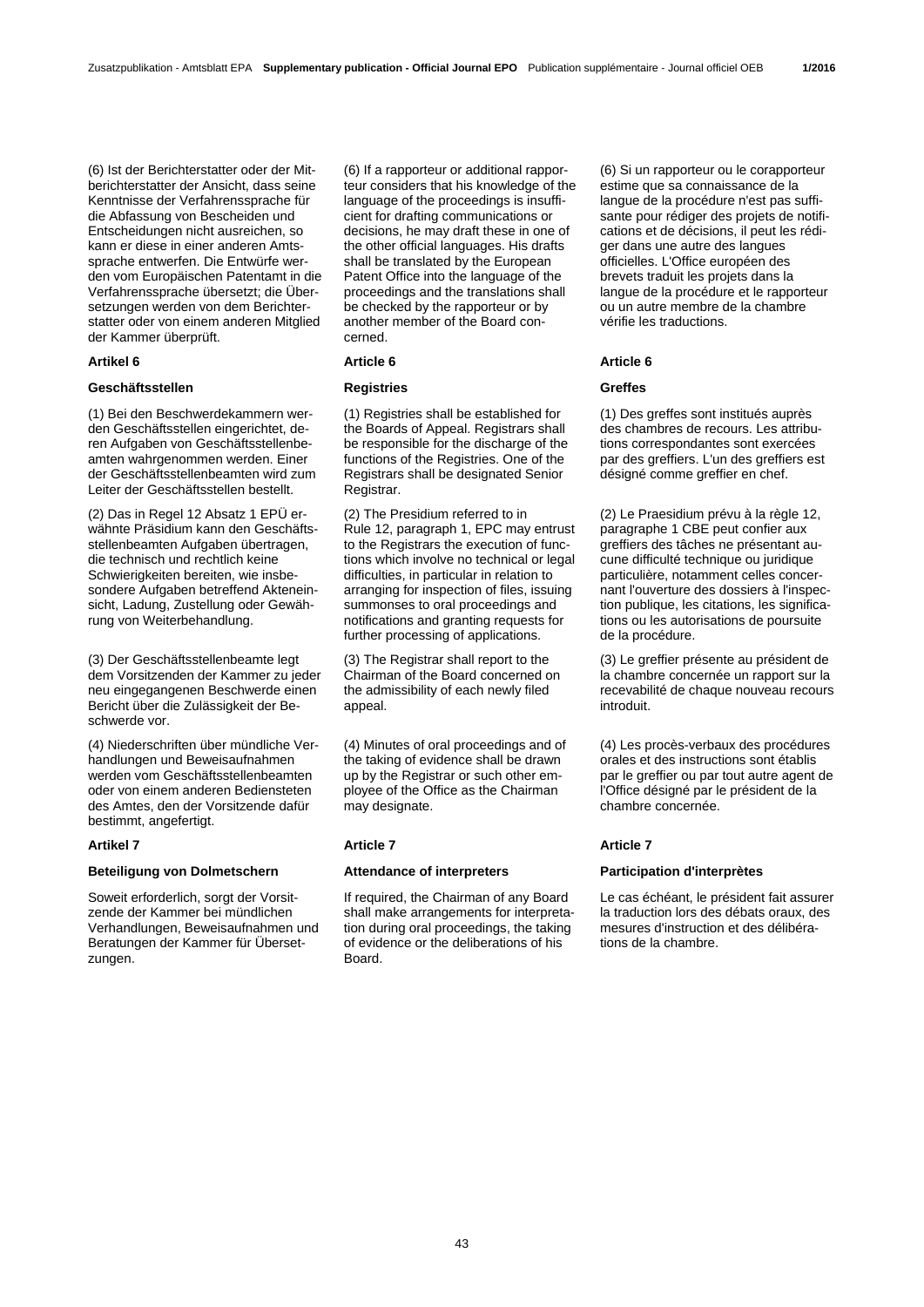(6) Ist der Berichterstatter oder der Mitberichterstatter der Ansicht, dass seine Kenntnisse der Verfahrenssprache für die Abfassung von Bescheiden und Entscheidungen nicht ausreichen, so kann er diese in einer anderen Amtssprache entwerfen. Die Entwürfe werden vom Europäischen Patentamt in die Verfahrenssprache übersetzt; die Übersetzungen werden von dem Berichterstatter oder von einem anderen Mitglied der Kammer überprüft.

### Artikel 6

### Geschäftsstellen

(1) Bei den Beschwerdekammern werden Geschäftsstellen eingerichtet, deren Aufgaben von Geschäftsstellenbeamten wahrgenommen werden. Einer der Geschäftsstellenbeamten wird zum Leiter der Geschäftsstellen bestellt.

(2) Das in Regel 12 Absatz 1 EPÜ erwähnte Präsidium kann den Geschäftsstellenbeamten Aufgaben übertragen, die technisch und rechtlich keine Schwierigkeiten bereiten, wie insbesondere Aufgaben betreffend Akteneinsicht, Ladung, Zustellung oder Gewährung von Weiterbehandlung.

(3) Der Geschäftsstellenbeamte legt dem Vorsitzenden der Kammer zu jeder neu eingegangenen Beschwerde einen Bericht über die Zulässigkeit der Beschwerde vor.

(4) Niederschriften über mündliche Verhandlungen und Beweisaufnahmen werden vom Geschäftsstellenbeamten oder von einem anderen Bediensteten des Amtes, den der Vorsitzende dafür bestimmt, angefertigt.

### Artikel 7

### Beteiligung von Dolmetschern

Soweit erforderlich, sorgt der Vorsitzende der Kammer bei mündlichen Verhandlungen, Beweisaufnahmen und Beratungen der Kammer für Übersetzungen.

(6) If a rapporteur or additional rapporteur considers that his knowledge of the language of the proceedings is insufficient for drafting communications or decisions, he may draft these in one of the other official languages. His drafts shall be translated by the European Patent Office into the language of the proceedings and the translations shall be checked by the rapporteur or by another member of the Board concerned.

### Article 6

### Registries

(1) Registries shall be established for the Boards of Appeal. Registrars shall be responsible for the discharge of the functions of the Registries. One of the Registrars shall be designated Senior Registrar.

(2) The Presidium referred to in Rule 12, paragraph 1, EPC may entrust to the Registrars the execution of functions which involve no technical or legal difficulties, in particular in relation to arranging for inspection of files, issuing summonses to oral proceedings and notifications and granting requests for further processing of applications.

(3) The Registrar shall report to the Chairman of the Board concerned on the admissibility of each newly filed appeal.

(4) Minutes of oral proceedings and of the taking of evidence shall be drawn up by the Registrar or such other employee of the Office as the Chairman may designate.

### Article 7

### Attendance of interpreters

If required, the Chairman of any Board shall make arrangements for interpretation during oral proceedings, the taking of evidence or the deliberations of his Board.

(6) Si un rapporteur ou le corapporteur estime que sa connaissance de la langue de la procédure n'est pas suffisante pour rédiger des projets de notifications et de décisions, il peut les rédiger dans une autre des langues officielles. L'Office européen des brevets traduit les projets dans la langue de la procédure et le rapporteur ou un autre membre de la chambre vérifie les traductions.

### Article 6

### Greffes

(1) Des greffes sont institués auprès des chambres de recours. Les attributions correspondantes sont exercées par des greffiers. L'un des greffiers est désigné comme greffier en chef.

(2) Le Praesidium prévu à la règle 12, paragraphe 1 CBE peut confier aux greffiers des tâches ne présentant aucune difficulté technique ou juridique particulière, notamment celles concernant l'ouverture des dossiers à l'inspection publique, les citations, les significations ou les autorisations de poursuite de la procédure.

(3) Le greffier présente au président de la chambre concernée un rapport sur la recevabilité de chaque nouveau recours introduit.

(4) Les procès-verbaux des procédures orales et des instructions sont établis par le greffier ou par tout autre agent de l'Office désigné par le président de la chambre concernée.

### Article 7

### Participation d'interprètes

Le cas échéant, le président fait assurer la traduction lors des débats oraux, des mesures d'instruction et des délibérations de la chambre.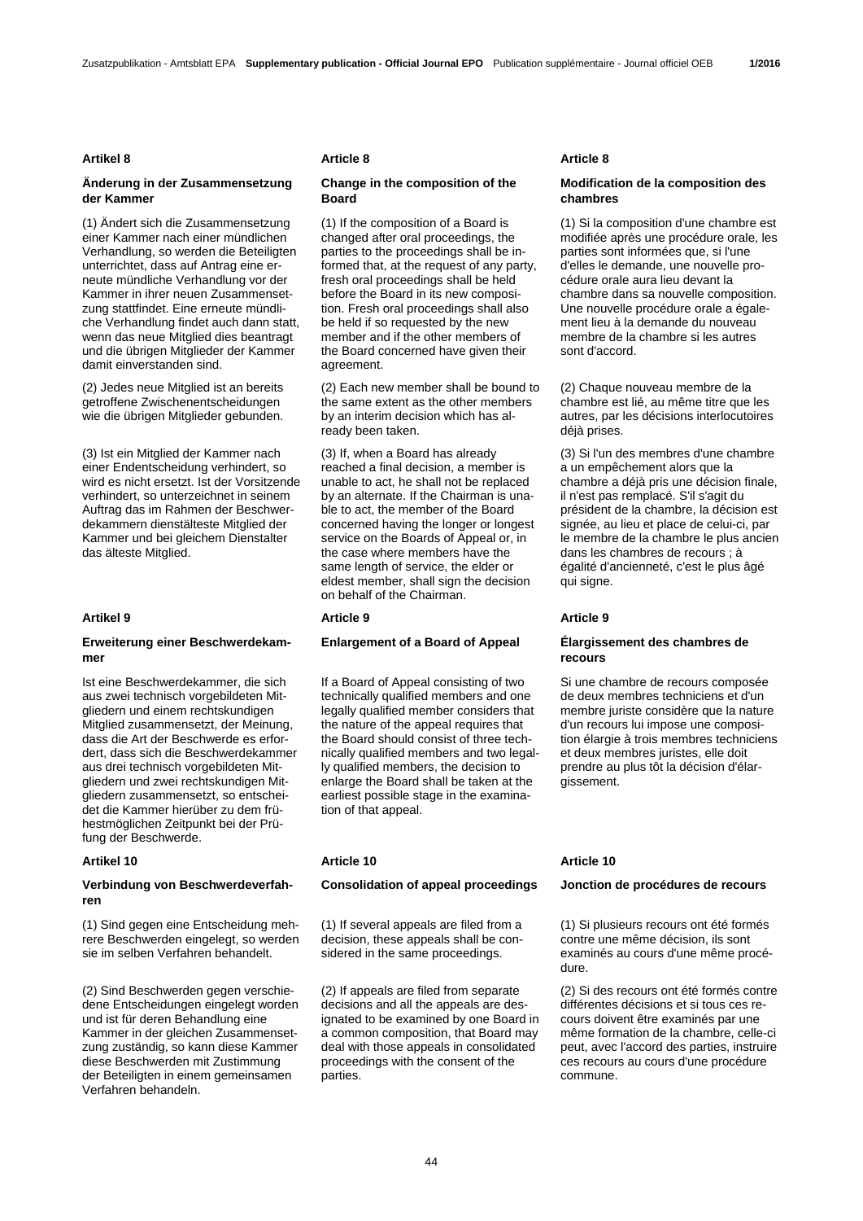### Artikel 8

**Änderung in der Zusammensetzung der Kammer**

(1) Ändert sich die Zusammensetzung einer Kammer nach einer mündlichen Verhandlung, so werden die Beteiligten unterrichtet, dass auf Antrag eine erneute mündliche Verhandlung vor der Kammer in ihrer neuen Zusammensetzung stattfindet. Eine erneute mündliche Verhandlung findet auch dann statt, wenn das neue Mitglied dies beantragt und die übrigen Mitglieder der Kammer damit einverstanden sind.

(2) Jedes neue Mitglied ist an bereits getroffene Zwischenentscheidungen wie die übrigen Mitglieder gebunden.

(3) Ist ein Mitglied der Kammer nach einer Endentscheidung verhindert, so wird es nicht ersetzt. Ist der Vorsitzende verhindert, so unterzeichnet in seinem Auftrag das im Rahmen der Beschwerdekammern dienstälteste Mitglied der Kammer und bei gleichem Dienstalter das älteste Mitglied.

### Artikel 9

**Erweiterung einer Beschwerdekammer**

Ist eine Beschwerdekammer, die sich aus zwei technisch vorgebildeten Mitgliedern und einem rechtskundigen Mitglied zusammensetzt, der Meinung, dass die Art der Beschwerde es erfordert, dass sich die Beschwerdekammer aus drei technisch vorgebildeten Mitgliedern und zwei rechtskundigen Mitgliedern zusammensetzt, so entscheidet die Kammer hierüber zu dem frühestmöglichen Zeitpunkt bei der Prüfung der Beschwerde.

### Artikel 10

**Verbindung von Beschwerdeverfahren**

(1) Sind gegen eine Entscheidung mehrere Beschwerden eingelegt, so werden sie im selben Verfahren behandelt.

(2) Sind Beschwerden gegen verschiedene Entscheidungen eingelegt worden und ist für deren Behandlung eine Kammer in der gleichen Zusammensetzung zuständig, so kann diese Kammer diese Beschwerden mit Zustimmung der Beteiligten in einem gemeinsamen Verfahren behandeln.

### Article 8

**Change in the composition of the Board**

(1) If the composition of a Board is changed after oral proceedings, the parties to the proceedings shall be informed that, at the request of any party, fresh oral proceedings shall be held before the Board in its new composition. Fresh oral proceedings shall also be held if so requested by the new member and if the other members of the Board concerned have given their agreement.

(2) Each new member shall be bound to the same extent as the other members by an interim decision which has already been taken.

(3) If, when a Board has already reached a final decision, a member is unable to act, he shall not be replaced by an alternate. If the Chairman is unable to act, the member of the Board concerned having the longer or longest service on the Boards of Appeal or, in the case where members have the same length of service, the elder or eldest member, shall sign the decision on behalf of the Chairman.

### Article 9

**Enlargement of a Board of Appeal**

If a Board of Appeal consisting of two technically qualified members and one legally qualified member considers that the nature of the appeal requires that the Board should consist of three technically qualified members and two legally qualified members, the decision to enlarge the Board shall be taken at the earliest possible stage in the examination of that appeal.

### Article 10

**Consolidation of appeal proceedings**

(1) If several appeals are filed from a decision, these appeals shall be considered in the same proceedings.

(2) If appeals are filed from separate decisions and all the appeals are designated to be examined by one Board in a common composition, that Board may deal with those appeals in consolidated proceedings with the consent of the parties.

### Article 8

**Modification de la composition des chambres**

(1) Si la composition d'une chambre est modifiée après une procédure orale, les parties sont informées que, si l'une d'elles le demande, une nouvelle procédure orale aura lieu devant la chambre dans sa nouvelle composition. Une nouvelle procédure orale a également lieu à la demande du nouveau membre de la chambre si les autres sont d'accord.

(2) Chaque nouveau membre de la chambre est lié, au même titre que les autres, par les décisions interlocutoires déjà prises.

(3) Si l'un des membres d'une chambre a un empêchement alors que la chambre a déjà pris une décision finale, il n'est pas remplacé. S'il s'agit du président de la chambre, la décision est signée, au lieu et place de celui-ci, par le membre de la chambre le plus ancien dans les chambres de recours ; à égalité d'ancienneté, c'est le plus âgé qui signe.

### Article 9

**Élargissement des chambres de recours**

Si une chambre de recours composée de deux membres techniciens et d'un membre juriste considère que la nature d'un recours lui impose une composition élargie à trois membres techniciens et deux membres juristes, elle doit prendre au plus tôt la décision d'élargissement.

### Article 10

**Jonction de procédures de recours**

(1) Si plusieurs recours ont été formés contre une même décision, ils sont examinés au cours d'une même procédure.

(2) Si des recours ont été formés contre différentes décisions et si tous ces recours doivent être examinés par une même formation de la chambre, celle-ci peut, avec l'accord des parties, instruire ces recours au cours d'une procédure commune.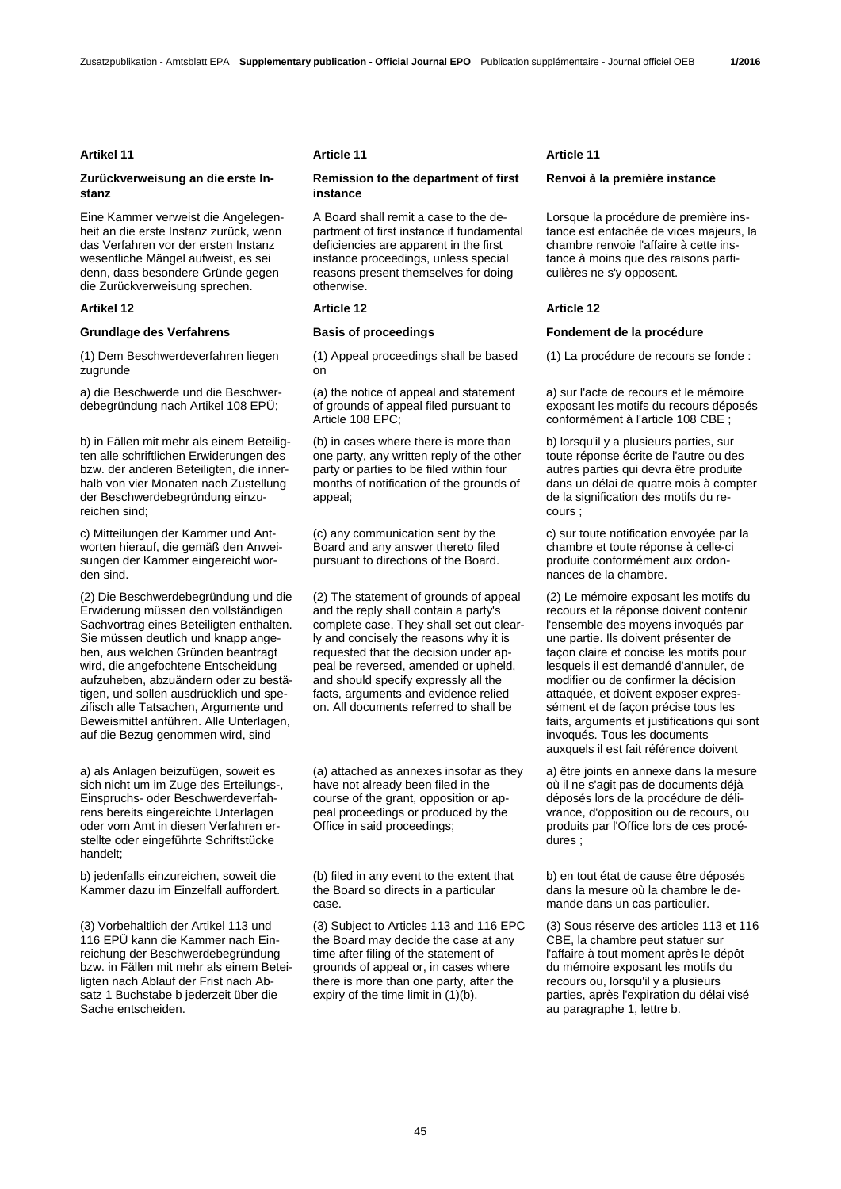### Artikel 11

**Zurückverweisung an die erste Instanz**

Eine Kammer verweist die Angelegenheit an die erste Instanz zurück, wenn das Verfahren vor der ersten Instanz wesentliche Mängel aufweist, es sei denn, dass besondere Gründe gegen die Zurückverweisung sprechen.

### Artikel 12

**Grundlage des Verfahrens**

(1) Dem Beschwerdeverfahren liegen zugrunde

a) die Beschwerde und die Beschwerdebegründung nach Artikel 108 EPÜ;

b) in Fällen mit mehr als einem Beteiligten alle schriftlichen Erwiderungen des bzw. der anderen Beteiligten, die innerhalb von vier Monaten nach Zustellung der Beschwerdebegründung einzureichen sind;

c) Mitteilungen der Kammer und Antworten hierauf, die gemäß den Anweisungen der Kammer eingereicht worden sind.

(2) Die Beschwerdebegründung und die Erwiderung müssen den vollständigen Sachvortrag eines Beteiligten enthalten. Sie müssen deutlich und knapp angeben, aus welchen Gründen beantragt wird, die angefochtene Entscheidung aufzuheben, abzuändern oder zu bestätigen, und sollen ausdrücklich und spezifisch alle Tatsachen, Argumente und Beweismittel anführen. Alle Unterlagen, auf die Bezug genommen wird, sind

a) als Anlagen beizufügen, soweit es sich nicht um im Zuge des Erteilungs-, Einspruchs- oder Beschwerdeverfahrens bereits eingereichte Unterlagen oder vom Amt in diesen Verfahren erstellte oder eingeführte Schriftstücke handelt;

b) jedenfalls einzureichen, soweit die Kammer dazu im Einzelfall auffordert.

(3) Vorbehaltlich der Artikel 113 und 116 EPÜ kann die Kammer nach Einreichung der Beschwerdebegründung bzw. in Fällen mit mehr als einem Beteiligten nach Ablauf der Frist nach Absatz 1 Buchstabe b jederzeit über die Sache entscheiden.

### Article 11

**Remission to the department of first instance**

A Board shall remit a case to the department of first instance if fundamental deficiencies are apparent in the first instance proceedings, unless special reasons present themselves for doing otherwise.

### Article 12

**Basis of proceedings**

(1) Appeal proceedings shall be based on

(a) the notice of appeal and statement of grounds of appeal filed pursuant to Article 108 EPC;

(b) in cases where there is more than one party, any written reply of the other party or parties to be filed within four months of notification of the grounds of appeal;

(c) any communication sent by the Board and any answer thereto filed pursuant to directions of the Board.

(2) The statement of grounds of appeal and the reply shall contain a party's complete case. They shall set out clearly and concisely the reasons why it is requested that the decision under appeal be reversed, amended or upheld, and should specify expressly all the facts, arguments and evidence relied on. All documents referred to shall be

(a) attached as annexes insofar as they have not already been filed in the course of the grant, opposition or appeal proceedings or produced by the Office in said proceedings;

(b) filed in any event to the extent that the Board so directs in a particular case.

(3) Subject to Articles 113 and 116 EPC the Board may decide the case at any time after filing of the statement of grounds of appeal or, in cases where there is more than one party, after the expiry of the time limit in (1)(b).

### Article 11

**Renvoi à la première instance**

Lorsque la procédure de première instance est entachée de vices majeurs, la chambre renvoie l'affaire à cette instance à moins que des raisons particulières ne s'y opposent.

### Article 12

**Fondement de la procédure**

(1) La procédure de recours se fonde :

a) sur l'acte de recours et le mémoire exposant les motifs du recours déposés conformément à l'article 108 CBE ;

b) lorsqu'il y a plusieurs parties, sur toute réponse écrite de l'autre ou des autres parties qui devra être produite dans un délai de quatre mois à compter de la signification des motifs du recours ;

c) sur toute notification envoyée par la chambre et toute réponse à celle-ci produite conformément aux ordonnances de la chambre.

(2) Le mémoire exposant les motifs du recours et la réponse doivent contenir l'ensemble des moyens invoqués par une partie. Ils doivent présenter de façon claire et concise les motifs pour lesquels il est demandé d'annuler, de modifier ou de confirmer la décision attaquée, et doivent exposer expressément et de façon précise tous les faits, arguments et justifications qui sont invoqués. Tous les documents auxquels il est fait référence doivent

a) être joints en annexe dans la mesure où il ne s'agit pas de documents déjà déposés lors de la procédure de délivrance, d'opposition ou de recours, ou produits par l'Office lors de ces procédures ;

b) en tout état de cause être déposés dans la mesure où la chambre le demande dans un cas particulier.

(3) Sous réserve des articles 113 et 116 CBE, la chambre peut statuer sur l'affaire à tout moment après le dépôt du mémoire exposant les motifs du recours ou, lorsqu'il y a plusieurs parties, après l'expiration du délai visé au paragraphe 1, lettre b.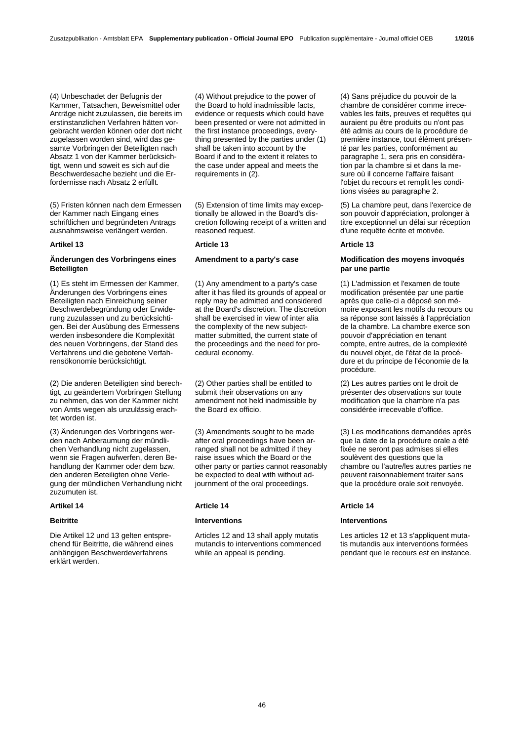(4) Unbeschadet der Befugnis der Kammer, Tatsachen, Beweismittel oder Anträge nicht zuzulassen, die bereits im erstinstanzlichen Verfahren hätten vorgebracht werden können oder dort nicht zugelassen worden sind, wird das gesamte Vorbringen der Beteiligten nach Absatz 1 von der Kammer berücksichtigt, wenn und soweit es sich auf die Beschwerdesache bezieht und die Erfordernisse nach Absatz 2 erfüllt.

(5) Fristen können nach dem Ermessen der Kammer nach Eingang eines schriftlichen und begründeten Antrags ausnahmsweise verlängert werden.

### Artikel 13

### Änderungen des Vorbringens eines Beteiligten

(1) Es steht im Ermessen der Kammer, Änderungen des Vorbringens eines Beteiligten nach Einreichung seiner Beschwerdebegründung oder Erwiderung zuzulassen und zu berücksichtigen. Bei der Ausübung des Ermessens werden insbesondere die Komplexität des neuen Vorbringens, der Stand des Verfahrens und die gebotene Verfahrensökonomie berücksichtigt.

(2) Die anderen Beteiligten sind berechtigt, zu geändertem Vorbringen Stellung zu nehmen, das von der Kammer nicht von Amts wegen als unzulässig erachtet worden ist.

(3) Änderungen des Vorbringens werden nach Anberaumung der mündlichen Verhandlung nicht zugelassen, wenn sie Fragen aufwerfen, deren Behandlung der Kammer oder dem bzw. den anderen Beteiligten ohne Verlegung der mündlichen Verhandlung nicht zuzumuten ist.

### Artikel 14

### Beitritte

Die Artikel 12 und 13 gelten entsprechend für Beitritte, die während eines anhängigen Beschwerdeverfahrens erklärt werden.

(4) Without prejudice to the power of the Board to hold inadmissible facts, evidence or requests which could have been presented or were not admitted in the first instance proceedings, everything presented by the parties under (1) shall be taken into account by the Board if and to the extent it relates to the case under appeal and meets the requirements in (2).

(5) Extension of time limits may exceptionally be allowed in the Board's discretion following receipt of a written and reasoned request.

### Article 13

### Amendment to a party's case

(1) Any amendment to a party's case after it has filed its grounds of appeal or reply may be admitted and considered at the Board's discretion. The discretion shall be exercised in view of inter alia the complexity of the new subject-matter submitted, the current state of the proceedings and the need for procedural economy.

(2) Other parties shall be entitled to submit their observations on any amendment not held inadmissible by the Board ex officio.

(3) Amendments sought to be made after oral proceedings have been arranged shall not be admitted if they raise issues which the Board or the other party or parties cannot reasonably be expected to deal with without adjournment of the oral proceedings.

### Article 14

### Interventions

Articles 12 and 13 shall apply mutatis mutandis to interventions commenced while an appeal is pending.

(4) Sans préjudice du pouvoir de la chambre de considérer comme irrecevables les faits, preuves et requêtes qui auraient pu être produits ou n'ont pas été admis au cours de la procédure de première instance, tout élément présenté par les parties, conformément au paragraphe 1, sera pris en considération par la chambre si et dans la mesure où il concerne l'affaire faisant l'objet du recours et remplit les conditions visées au paragraphe 2.

(5) La chambre peut, dans l'exercice de son pouvoir d'appréciation, prolonger à titre exceptionnel un délai sur réception d'une requête écrite et motivée.

### Article 13

### Modification des moyens invoqués par une partie

(1) L'admission et l'examen de toute modification présentée par une partie après que celle-ci a déposé son mémoire exposant les motifs du recours ou sa réponse sont laissés à l'appréciation de la chambre. La chambre exerce son pouvoir d'appréciation en tenant compte, entre autres, de la complexité du nouvel objet, de l'état de la procédure et du principe de l'économie de la procédure.

(2) Les autres parties ont le droit de présenter des observations sur toute modification que la chambre n'a pas considérée irrecevable d'office.

(3) Les modifications demandées après que la date de la procédure orale a été fixée ne seront pas admises si elles soulèvent des questions que la chambre ou l'autre/les autres parties ne peuvent raisonnablement traiter sans que la procédure orale soit renvoyée.

### Article 14

### Interventions

Les articles 12 et 13 s'appliquent mutatis mutandis aux interventions formées pendant que le recours est en instance.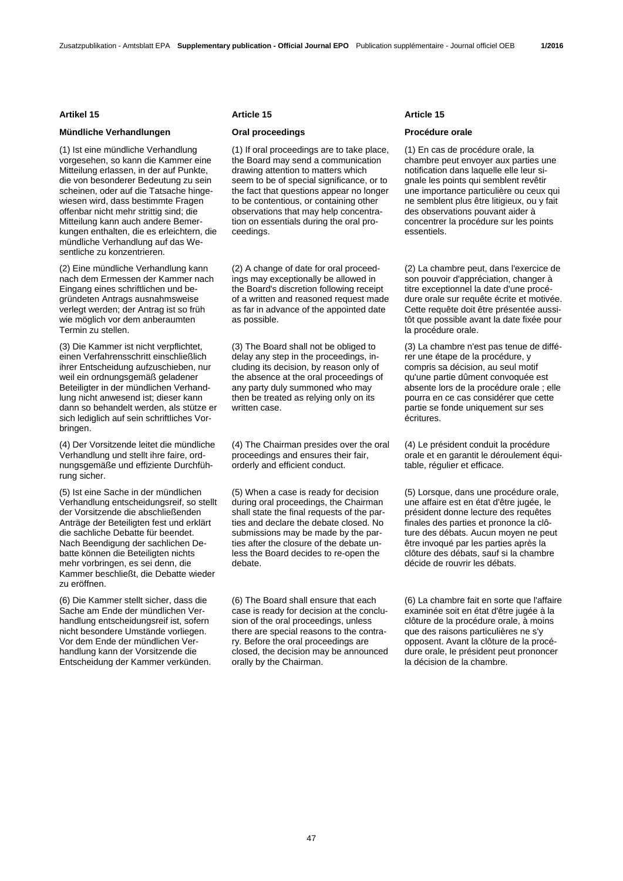## Artikel 15

### Mündliche Verhandlungen

(1) Ist eine mündliche Verhandlung vorgesehen, so kann die Kammer eine Mitteilung erlassen, in der auf Punkte, die von besonderer Bedeutung zu sein scheinen, oder auf die Tatsache hingewiesen wird, dass bestimmte Fragen offenbar nicht mehr strittig sind; die Mitteilung kann auch andere Bemerkungen enthalten, die es erleichtern, die mündliche Verhandlung auf das Wesentliche zu konzentrieren.

(2) Eine mündliche Verhandlung kann nach dem Ermessen der Kammer nach Eingang eines schriftlichen und begründeten Antrags ausnahmsweise verlegt werden; der Antrag ist so früh wie möglich vor dem anberaumten Termin zu stellen.

(3) Die Kammer ist nicht verpflichtet, einen Verfahrensschritt einschließlich ihrer Entscheidung aufzuschieben, nur weil ein ordnungsgemäß geladener Beteiligter in der mündlichen Verhandlung nicht anwesend ist; dieser kann dann so behandelt werden, als stütze er sich lediglich auf sein schriftliches Vorbringen.

(4) Der Vorsitzende leitet die mündliche Verhandlung und stellt ihre faire, ordnungsgemäße und effiziente Durchführung sicher.

(5) Ist eine Sache in der mündlichen Verhandlung entscheidungsreif, so stellt der Vorsitzende die abschließenden Anträge der Beteiligten fest und erklärt die sachliche Debatte für beendet. Nach Beendigung der sachlichen Debatte können die Beteiligten nichts mehr vorbringen, es sei denn, die Kammer beschließt, die Debatte wieder zu eröffnen.

(6) Die Kammer stellt sicher, dass die Sache am Ende der mündlichen Verhandlung entscheidungsreif ist, sofern nicht besondere Umstände vorliegen. Vor dem Ende der mündlichen Verhandlung kann der Vorsitzende die Entscheidung der Kammer verkünden.

## Article 15

### Oral proceedings

(1) If oral proceedings are to take place, the Board may send a communication drawing attention to matters which seem to be of special significance, or to the fact that questions appear no longer to be contentious, or containing other observations that may help concentration on essentials during the oral proceedings.

(2) A change of date for oral proceedings may exceptionally be allowed in the Board's discretion following receipt of a written and reasoned request made as far in advance of the appointed date as possible.

(3) The Board shall not be obliged to delay any step in the proceedings, including its decision, by reason only of the absence at the oral proceedings of any party duly summoned who may then be treated as relying only on its written case.

(4) The Chairman presides over the oral proceedings and ensures their fair, orderly and efficient conduct.

(5) When a case is ready for decision during oral proceedings, the Chairman shall state the final requests of the parties and declare the debate closed. No submissions may be made by the parties after the closure of the debate unless the Board decides to re-open the debate.

(6) The Board shall ensure that each case is ready for decision at the conclusion of the oral proceedings, unless there are special reasons to the contrary. Before the oral proceedings are closed, the decision may be announced orally by the Chairman.

## Article 15

### Procédure orale

(1) En cas de procédure orale, la chambre peut envoyer aux parties une notification dans laquelle elle leur signale les points qui semblent revêtir une importance particulière ou ceux qui ne semblent plus être litigieux, ou y fait des observations pouvant aider à concentrer la procédure sur les points essentiels.

(2) La chambre peut, dans l'exercice de son pouvoir d'appréciation, changer à titre exceptionnel la date d'une procédure orale sur requête écrite et motivée. Cette requête doit être présentée aussitôt que possible avant la date fixée pour la procédure orale.

(3) La chambre n'est pas tenue de différer une étape de la procédure, y compris sa décision, au seul motif qu'une partie dûment convoquée est absente lors de la procédure orale ; elle pourra en ce cas considérer que cette partie se fonde uniquement sur ses écritures.

(4) Le président conduit la procédure orale et en garantit le déroulement équitable, régulier et efficace.

(5) Lorsque, dans une procédure orale, une affaire est en état d'être jugée, le président donne lecture des requêtes finales des parties et prononce la clôture des débats. Aucun moyen ne peut être invoqué par les parties après la clôture des débats, sauf si la chambre décide de rouvrir les débats.

(6) La chambre fait en sorte que l'affaire examinée soit en état d'être jugée à la clôture de la procédure orale, à moins que des raisons particulières ne s'y opposent. Avant la clôture de la procédure orale, le président peut prononcer la décision de la chambre.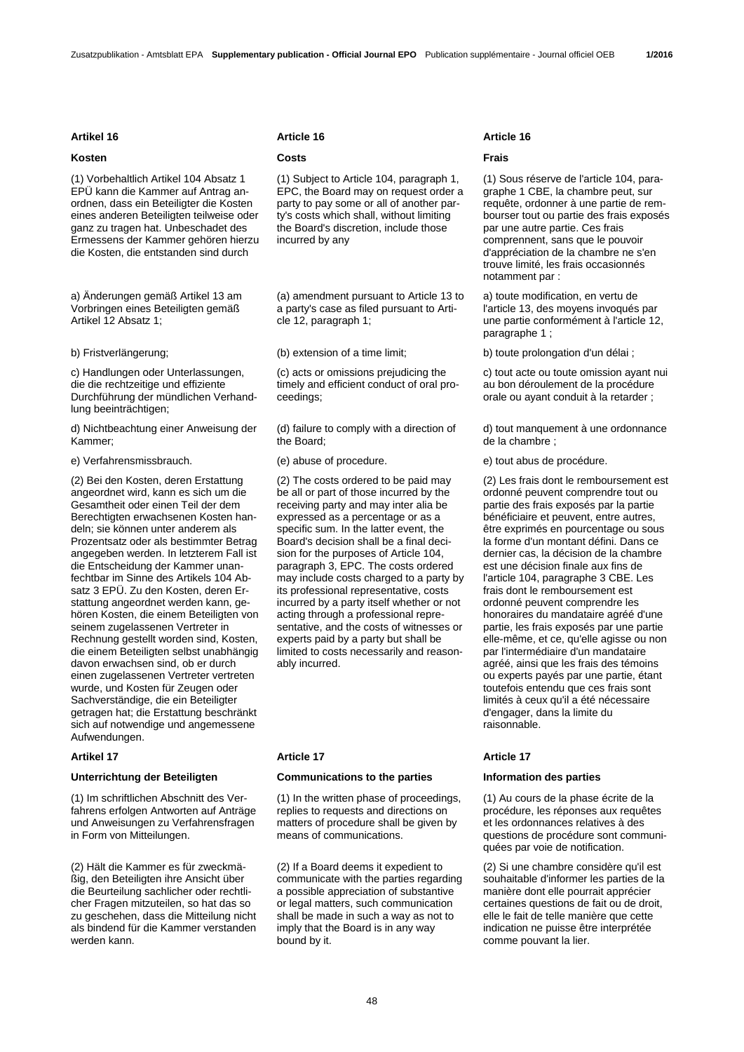## Artikel 16

### Kosten

(1) Vorbehaltlich Artikel 104 Absatz 1 EPÜ kann die Kammer auf Antrag anordnen, dass ein Beteiligter die Kosten eines anderen Beteiligten teilweise oder ganz zu tragen hat. Unbeschadet des Ermessens der Kammer gehören hierzu die Kosten, die entstanden sind durch

a) Änderungen gemäß Artikel 13 am Vorbringen eines Beteiligten gemäß Artikel 12 Absatz 1;

b) Fristverlängerung;

c) Handlungen oder Unterlassungen, die die rechtzeitige und effiziente Durchführung der mündlichen Verhandlung beeinträchtigen;

d) Nichtbeachtung einer Anweisung der Kammer;

e) Verfahrensmissbrauch.

(2) Bei den Kosten, deren Erstattung angeordnet wird, kann es sich um die Gesamtheit oder einen Teil der dem Berechtigten erwachsenen Kosten handeln; sie können unter anderem als Prozentsatz oder als bestimmter Betrag angegeben werden. In letzterem Fall ist die Entscheidung der Kammer unanfechtbar im Sinne des Artikels 104 Absatz 3 EPÜ. Zu den Kosten, deren Erstattung angeordnet werden kann, gehören Kosten, die einem Beteiligten von seinem zugelassenen Vertreter in Rechnung gestellt worden sind, Kosten, die einem Beteiligten selbst unabhängig davon erwachsen sind, ob er durch einen zugelassenen Vertreter vertreten wurde, und Kosten für Zeugen oder Sachverständige, die ein Beteiligter getragen hat; die Erstattung beschränkt sich auf notwendige und angemessene Aufwendungen.

## Artikel 17

### Unterrichtung der Beteiligten

(1) Im schriftlichen Abschnitt des Verfahrens erfolgen Antworten auf Anträge und Anweisungen zu Verfahrensfragen in Form von Mitteilungen.

(2) Hält die Kammer es für zweckmäßig, den Beteiligten ihre Ansicht über die Beurteilung sachlicher oder rechtlicher Fragen mitzuteilen, so hat das so zu geschehen, dass die Mitteilung nicht als bindend für die Kammer verstanden werden kann.

## Article 16

### Costs

(1) Subject to Article 104, paragraph 1, EPC, the Board may on request order a party to pay some or all of another party's costs which shall, without limiting the Board's discretion, include those incurred by any

(a) amendment pursuant to Article 13 to a party's case as filed pursuant to Article 12, paragraph 1;

(b) extension of a time limit;

(c) acts or omissions prejudicing the timely and efficient conduct of oral proceedings;

(d) failure to comply with a direction of the Board;

(e) abuse of procedure.

(2) The costs ordered to be paid may be all or part of those incurred by the receiving party and may inter alia be expressed as a percentage or as a specific sum. In the latter event, the Board's decision shall be a final decision for the purposes of Article 104, paragraph 3, EPC. The costs ordered may include costs charged to a party by its professional representative, costs incurred by a party itself whether or not acting through a professional representative, and the costs of witnesses or experts paid by a party but shall be limited to costs necessarily and reasonably incurred.

## Article 17

### Communications to the parties

(1) In the written phase of proceedings, replies to requests and directions on matters of procedure shall be given by means of communications.

(2) If a Board deems it expedient to communicate with the parties regarding a possible appreciation of substantive or legal matters, such communication shall be made in such a way as not to imply that the Board is in any way bound by it.

## Article 16

### Frais

(1) Sous réserve de l'article 104, paragraphe 1 CBE, la chambre peut, sur requête, ordonner à une partie de rembourser tout ou partie des frais exposés par une autre partie. Ces frais comprennent, sans que le pouvoir d'appréciation de la chambre ne s'en trouve limité, les frais occasionnés notamment par :

a) toute modification, en vertu de l'article 13, des moyens invoqués par une partie conformément à l'article 12, paragraphe 1 ;

b) toute prolongation d'un délai ;

c) tout acte ou toute omission ayant nui au bon déroulement de la procédure orale ou ayant conduit à la retarder ;

d) tout manquement à une ordonnance de la chambre ;

e) tout abus de procédure.

(2) Les frais dont le remboursement est ordonné peuvent comprendre tout ou partie des frais exposés par la partie bénéficiaire et peuvent, entre autres, être exprimés en pourcentage ou sous la forme d'un montant défini. Dans ce dernier cas, la décision de la chambre est une décision finale aux fins de l'article 104, paragraphe 3 CBE. Les frais dont le remboursement est ordonné peuvent comprendre les honoraires du mandataire agréé d'une partie, les frais exposés par une partie elle-même, et ce, qu'elle agisse ou non par l'intermédiaire d'un mandataire agréé, ainsi que les frais des témoins ou experts payés par une partie, étant toutefois entendu que ces frais sont limités à ceux qu'il a été nécessaire d'engager, dans la limite du raisonnable.

## Article 17

### Information des parties

(1) Au cours de la phase écrite de la procédure, les réponses aux requêtes et les ordonnances relatives à des questions de procédure sont communiquées par voie de notification.

(2) Si une chambre considère qu'il est souhaitable d'informer les parties de la manière dont elle pourrait apprécier certaines questions de fait ou de droit, elle le fait de telle manière que cette indication ne puisse être interprétée comme pouvant la lier.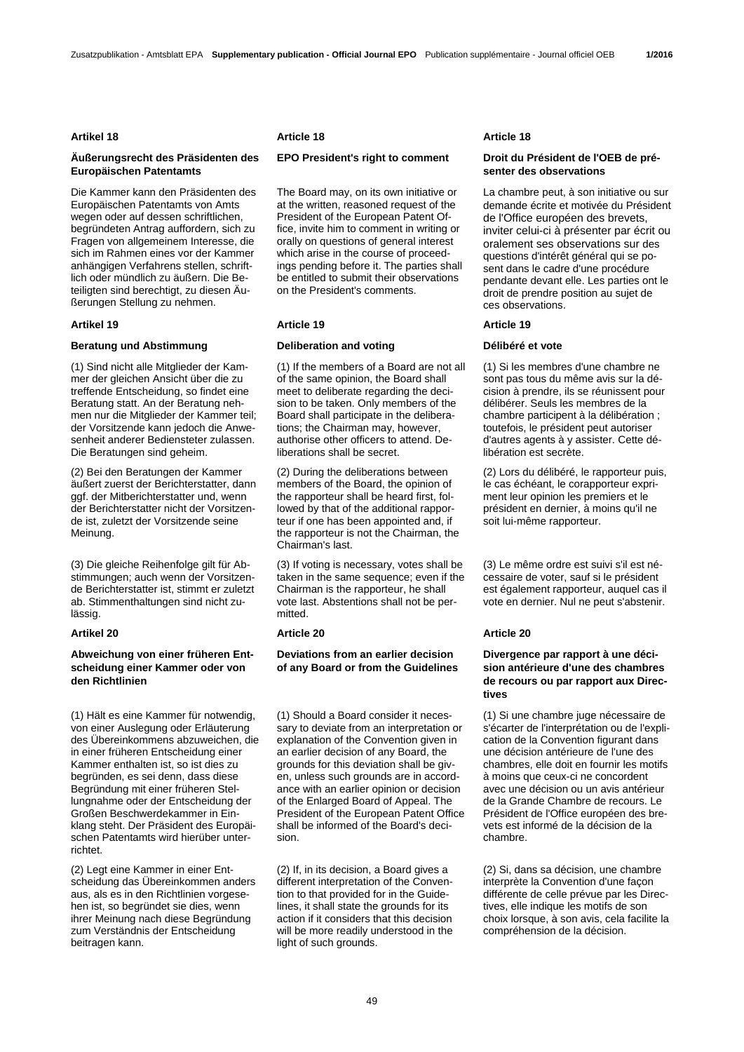## Artikel 18

### Äußerungsrecht des Präsidenten des Europäischen Patentamts

Die Kammer kann den Präsidenten des Europäischen Patentamts von Amts wegen oder auf dessen schriftlichen, begründeten Antrag auffordern, sich zu Fragen von allgemeinem Interesse, die sich im Rahmen eines vor der Kammer anhängigen Verfahrens stellen, schriftlich oder mündlich zu äußern. Die Beteiligten sind berechtigt, zu diesen Äußerungen Stellung zu nehmen.

## Artikel 19

### Beratung und Abstimmung

(1) Sind nicht alle Mitglieder der Kammer der gleichen Ansicht über die zu treffende Entscheidung, so findet eine Beratung statt. An der Beratung nehmen nur die Mitglieder der Kammer teil; der Vorsitzende kann jedoch die Anwesenheit anderer Bediensteter zulassen. Die Beratungen sind geheim.

(2) Bei den Beratungen der Kammer äußert zuerst der Berichterstatter, dann ggf. der Mitberichterstatter und, wenn der Berichterstatter nicht der Vorsitzende ist, zuletzt der Vorsitzende seine Meinung.

(3) Die gleiche Reihenfolge gilt für Abstimmungen; auch wenn der Vorsitzende Berichterstatter ist, stimmt er zuletzt ab. Stimmenthaltungen sind nicht zulässig.

## Artikel 20

### Abweichung von einer früheren Entscheidung einer Kammer oder von den Richtlinien

(1) Hält es eine Kammer für notwendig, von einer Auslegung oder Erläuterung des Übereinkommens abzuweichen, die in einer früheren Entscheidung einer Kammer enthalten ist, so ist dies zu begründen, es sei denn, dass diese Begründung mit einer früheren Stellungnahme oder der Entscheidung der Großen Beschwerdekammer in Einklang steht. Der Präsident des Europäischen Patentamts wird hierüber unterrichtet.

(2) Legt eine Kammer in einer Entscheidung das Übereinkommen anders aus, als es in den Richtlinien vorgesehen ist, so begründet sie dies, wenn ihrer Meinung nach diese Begründung zum Verständnis der Entscheidung beitragen kann.

## Article 18

### EPO President's right to comment

The Board may, on its own initiative or at the written, reasoned request of the President of the European Patent Office, invite him to comment in writing or orally on questions of general interest which arise in the course of proceedings pending before it. The parties shall be entitled to submit their observations on the President's comments.

## Article 19

### Deliberation and voting

(1) If the members of a Board are not all of the same opinion, the Board shall meet to deliberate regarding the decision to be taken. Only members of the Board shall participate in the deliberations; the Chairman may, however, authorise other officers to attend. Deliberations shall be secret.

(2) During the deliberations between members of the Board, the opinion of the rapporteur shall be heard first, followed by that of the additional rapporteur if one has been appointed and, if the rapporteur is not the Chairman, the Chairman's last.

(3) If voting is necessary, votes shall be taken in the same sequence; even if the Chairman is the rapporteur, he shall vote last. Abstentions shall not be permitted.

## Article 20

### Deviations from an earlier decision of any Board or from the Guidelines

(1) Should a Board consider it necessary to deviate from an interpretation or explanation of the Convention given in an earlier decision of any Board, the grounds for this deviation shall be given, unless such grounds are in accordance with an earlier opinion or decision of the Enlarged Board of Appeal. The President of the European Patent Office shall be informed of the Board's decision.

(2) If, in its decision, a Board gives a different interpretation of the Convention to that provided for in the Guidelines, it shall state the grounds for its action if it considers that this decision will be more readily understood in the light of such grounds.

## Article 18

### Droit du Président de l'OEB de présenter des observations

La chambre peut, à son initiative ou sur demande écrite et motivée du Président de l'Office européen des brevets, inviter celui-ci à présenter par écrit ou oralement ses observations sur des questions d'intérêt général qui se posent dans le cadre d'une procédure pendante devant elle. Les parties ont le droit de prendre position au sujet de ces observations.

## Article 19

### Délibéré et vote

(1) Si les membres d'une chambre ne sont pas tous du même avis sur la décision à prendre, ils se réunissent pour délibérer. Seuls les membres de la chambre participent à la délibération ; toutefois, le président peut autoriser d'autres agents à y assister. Cette délibération est secrète.

(2) Lors du délibéré, le rapporteur puis, le cas échéant, le corapporteur expriment leur opinion les premiers et le président en dernier, à moins qu'il ne soit lui-même rapporteur.

(3) Le même ordre est suivi s'il est nécessaire de voter, sauf si le président est également rapporteur, auquel cas il vote en dernier. Nul ne peut s'abstenir.

## Article 20

### Divergence par rapport à une décision antérieure d'une des chambres de recours ou par rapport aux Directives

(1) Si une chambre juge nécessaire de s'écarter de l'interprétation ou de l'explication de la Convention figurant dans une décision antérieure de l'une des chambres, elle doit en fournir les motifs à moins que ceux-ci ne concordent avec une décision ou un avis antérieur de la Grande Chambre de recours. Le Président de l'Office européen des brevets est informé de la décision de la chambre.

(2) Si, dans sa décision, une chambre interprète la Convention d'une façon différente de celle prévue par les Directives, elle indique les motifs de son choix lorsque, à son avis, cela facilite la compréhension de la décision.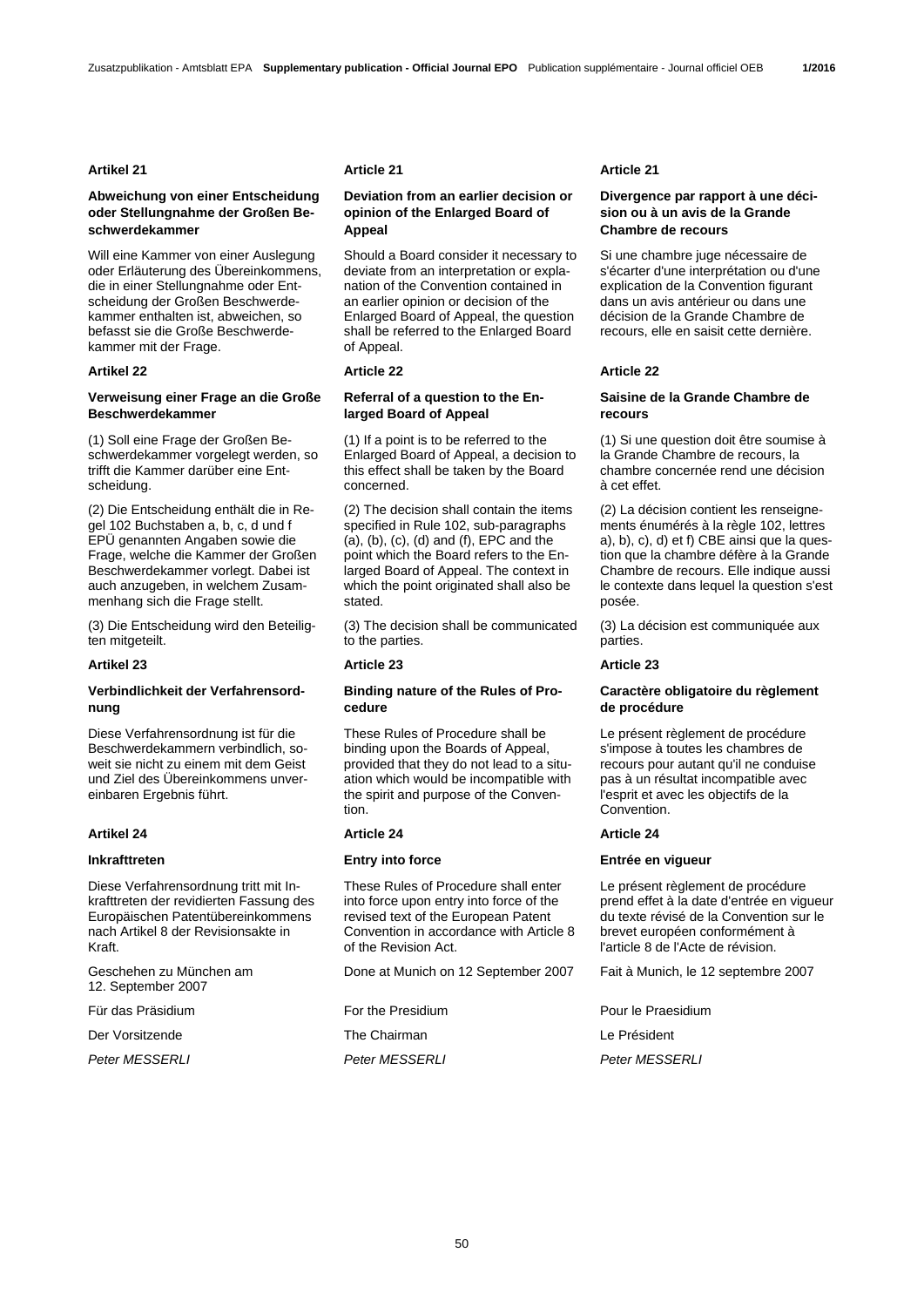**Artikel 21**

**Abweichung von einer Entscheidung oder Stellungnahme der Großen Beschwerdekammer**

Will eine Kammer von einer Auslegung oder Erläuterung des Übereinkommens, die in einer Stellungnahme oder Entscheidung der Großen Beschwerdekammer enthalten ist, abweichen, so befasst sie die Große Beschwerdekammer mit der Frage.

**Artikel 22**

**Verweisung einer Frage an die Große Beschwerdekammer**

(1) Soll eine Frage der Großen Beschwerdekammer vorgelegt werden, so trifft die Kammer darüber eine Entscheidung.

(2) Die Entscheidung enthält die in Regel 102 Buchstaben a, b, c, d und f EPÜ genannten Angaben sowie die Frage, welche die Kammer der Großen Beschwerdekammer vorlegt. Dabei ist auch anzugeben, in welchem Zusammenhang sich die Frage stellt.

(3) Die Entscheidung wird den Beteiligten mitgeteilt.

**Artikel 23**

**Verbindlichkeit der Verfahrensordnung**

Diese Verfahrensordnung ist für die Beschwerdekammern verbindlich, soweit sie nicht zu einem mit dem Geist und Ziel des Übereinkommens unvereinbaren Ergebnis führt.

**Artikel 24**

**Inkrafttreten**

Diese Verfahrensordnung tritt mit Inkrafttreten der revidierten Fassung des Europäischen Patentübereinkommens nach Artikel 8 der Revisionsakte in Kraft.

Geschehen zu München am 12. September 2007

Für das Präsidium

Der Vorsitzende

*Peter MESSERLI*

**Article 21**

**Deviation from an earlier decision or opinion of the Enlarged Board of Appeal**

Should a Board consider it necessary to deviate from an interpretation or explanation of the Convention contained in an earlier opinion or decision of the Enlarged Board of Appeal, the question shall be referred to the Enlarged Board of Appeal.

**Article 22**

**Referral of a question to the Enlarged Board of Appeal**

(1) If a point is to be referred to the Enlarged Board of Appeal, a decision to this effect shall be taken by the Board concerned.

(2) The decision shall contain the items specified in Rule 102, sub-paragraphs (a), (b), (c), (d) and (f), EPC and the point which the Board refers to the Enlarged Board of Appeal. The context in which the point originated shall also be stated.

(3) The decision shall be communicated to the parties.

**Article 23**

**Binding nature of the Rules of Procedure**

These Rules of Procedure shall be binding upon the Boards of Appeal, provided that they do not lead to a situation which would be incompatible with the spirit and purpose of the Convention.

**Article 24**

**Entry into force**

These Rules of Procedure shall enter into force upon entry into force of the revised text of the European Patent Convention in accordance with Article 8 of the Revision Act.

Done at Munich on 12 September 2007

For the Presidium

The Chairman

*Peter MESSERLI*

**Article 21**

**Divergence par rapport à une décision ou à un avis de la Grande Chambre de recours**

Si une chambre juge nécessaire de s'écarter d'une interprétation ou d'une explication de la Convention figurant dans un avis antérieur ou dans une décision de la Grande Chambre de recours, elle en saisit cette dernière.

**Article 22**

**Saisine de la Grande Chambre de recours**

(1) Si une question doit être soumise à la Grande Chambre de recours, la chambre concernée rend une décision à cet effet.

(2) La décision contient les renseignements énumérés à la règle 102, lettres a), b), c), d) et f) CBE ainsi que la question que la chambre défère à la Grande Chambre de recours. Elle indique aussi le contexte dans lequel la question s'est posée.

(3) La décision est communiquée aux parties.

**Article 23**

**Caractère obligatoire du règlement de procédure**

Le présent règlement de procédure s'impose à toutes les chambres de recours pour autant qu'il ne conduise pas à un résultat incompatible avec l'esprit et avec les objectifs de la Convention.

**Article 24**

**Entrée en vigueur**

Le présent règlement de procédure prend effet à la date d'entrée en vigueur du texte révisé de la Convention sur le brevet européen conformément à l'article 8 de l'Acte de révision.

Fait à Munich, le 12 septembre 2007

Pour le Praesidium

Le Président

*Peter MESSERLI*